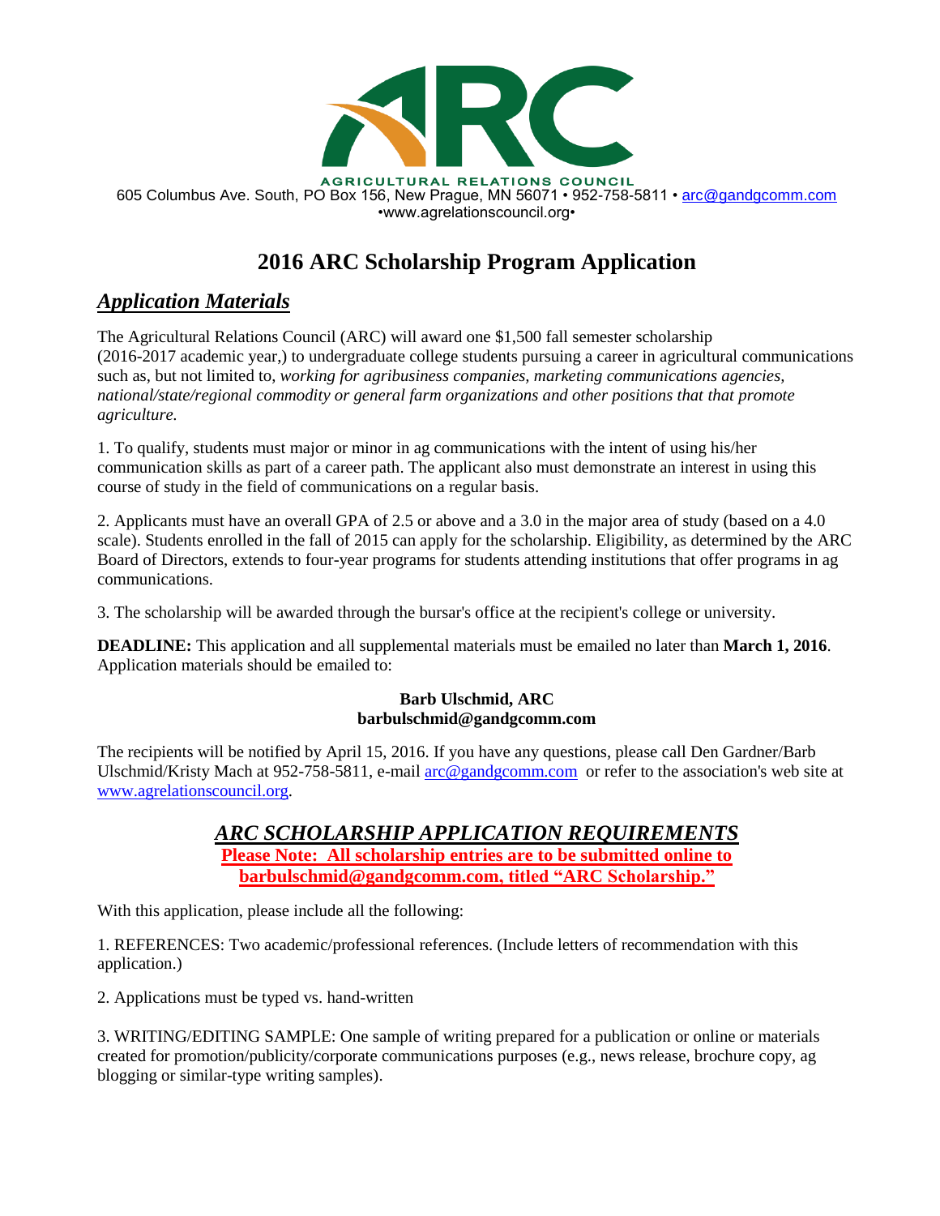AGRICULTURAL RELATIONS COUNCIL

605 Columbus Ave. South, PO Box 156, New Prague, MN 56071 • 952-758-5811 • arc@gandgcomm.com •www.agrelationscouncil.org•

# 2016 ARC Scholarship Program Application

## *Application Materials*

The Agricultural Relations Council (ARC) will award one $1,500 fall semester scholarship (2016-2017 academic year,) to undergraduate college students pursuing a career in agricultural communications such as, but not limited to, *working for agribusiness companies, marketing communications agencies, national/state/regional commodity or general farm organizations and other positions that that promote agriculture.*

1. To qualify, students must major or minor in ag communications with the intent of using his/her communication skills as part of a career path. The applicant also must demonstrate an interest in using this course of study in the field of communications on a regular basis.

2. Applicants must have an overall GPA of 2.5 or above and a 3.0 in the major area of study (based on a 4.0 scale). Students enrolled in the fall of 2015 can apply for the scholarship. Eligibility, as determined by the ARC Board of Directors, extends to four-year programs for students attending institutions that offer programs in ag communications.

3. The scholarship will be awarded through the bursar's office at the recipient's college or university.

**DEADLINE:** This application and all supplemental materials must be emailed no later than **March 1, 2016**. Application materials should be emailed to:

**Barb Ulschmid, ARC**
**barbulschmid@gandgcomm.com**

The recipients will be notified by April 15, 2016. If you have any questions, please call Den Gardner/Barb Ulschmid/Kristy Mach at 952-758-5811, e-mail arc@gandgcomm.com or refer to the association's web site at www.agrelationscouncil.org.

## *ARC SCHOLARSHIP APPLICATION REQUIREMENTS*

**Please Note: All scholarship entries are to be submitted online to barbulschmid@gandgcomm.com, titled "ARC Scholarship."**

With this application, please include all the following:

1. REFERENCES: Two academic/professional references. (Include letters of recommendation with this application.)

2. Applications must be typed vs. hand-written

3. WRITING/EDITING SAMPLE: One sample of writing prepared for a publication or online or materials created for promotion/publicity/corporate communications purposes (e.g., news release, brochure copy, ag blogging or similar-type writing samples).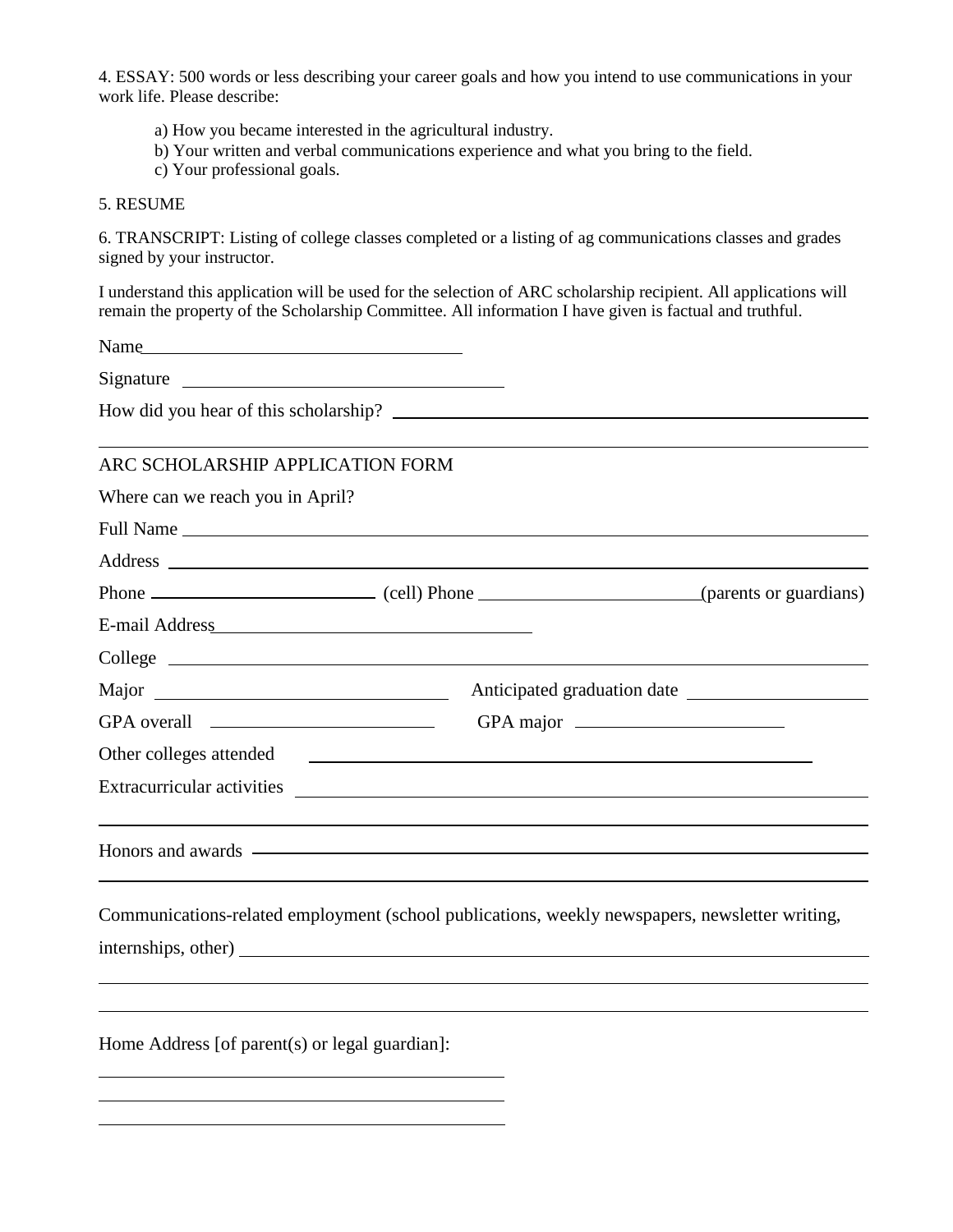4. ESSAY: 500 words or less describing your career goals and how you intend to use communications in your work life. Please describe:

a) How you became interested in the agricultural industry.
b) Your written and verbal communications experience and what you bring to the field.
c) Your professional goals.

5. RESUME

6. TRANSCRIPT: Listing of college classes completed or a listing of ag communications classes and grades signed by your instructor.

I understand this application will be used for the selection of ARC scholarship recipient. All applications will remain the property of the Scholarship Committee. All information I have given is factual and truthful.

Name ______________________________

Signature ______________________________

How did you hear of this scholarship? ______________________________

---

ARC SCHOLARSHIP APPLICATION FORM

Where can we reach you in April?

Full Name ______________________________

Address ______________________________

Phone ____________________ (cell) Phone ____________________ (parents or guardians)

E-mail Address ______________________________

College ______________________________

Major ____________________ Anticipated graduation date ____________________

GPA overall ____________________ GPA major ____________________

Other colleges attended ______________________________

Extracurricular activities ______________________________

______________________________

Honors and awards ______________________________

______________________________

Communications-related employment (school publications, weekly newspapers, newsletter writing, internships, other) ______________________________

______________________________

______________________________

Home Address [of parent(s) or legal guardian]:

______________________________

______________________________

______________________________